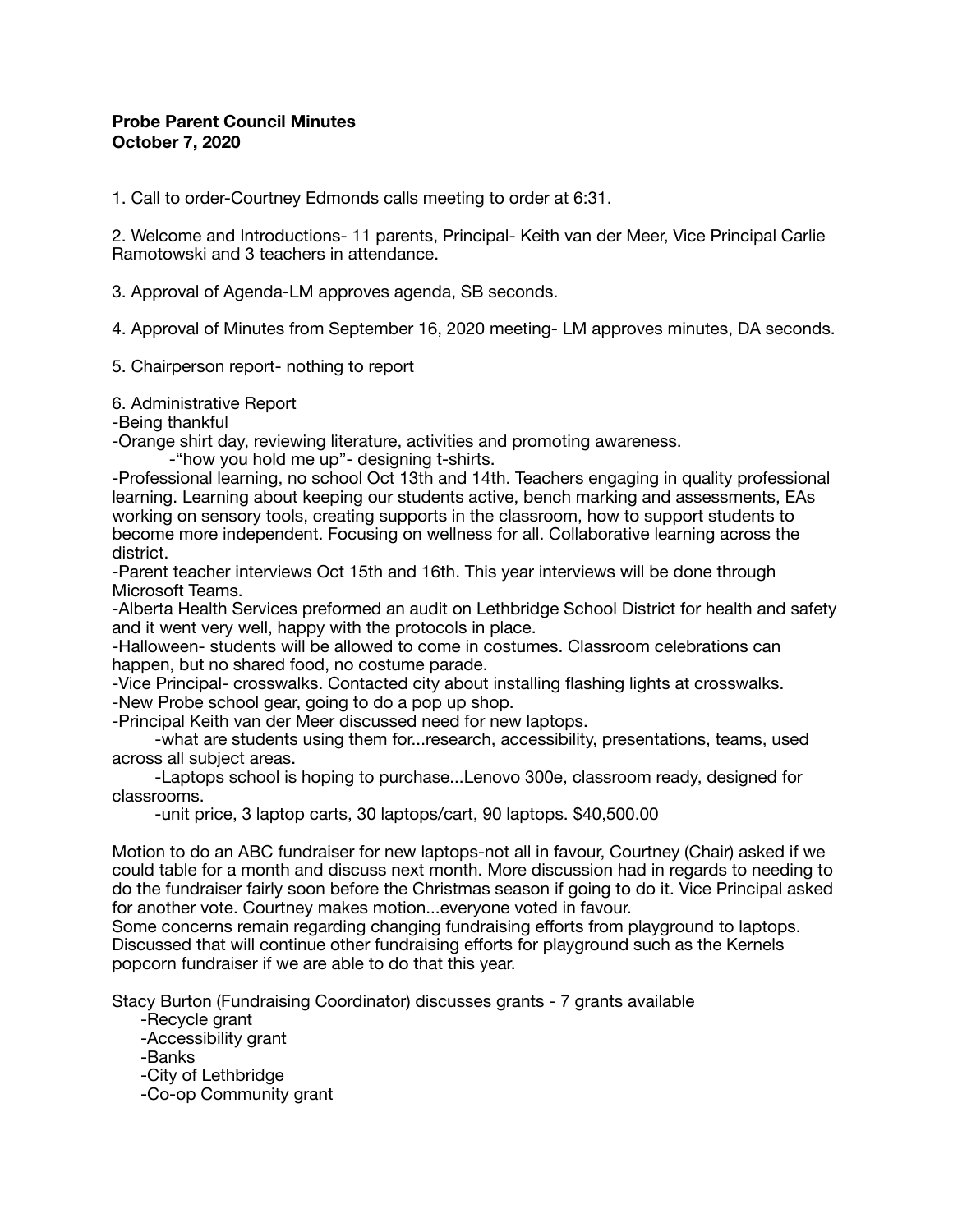**Probe Parent Council Minutes**
**October 7, 2020**

1. Call to order-Courtney Edmonds calls meeting to order at 6:31.

2. Welcome and Introductions- 11 parents, Principal- Keith van der Meer, Vice Principal Carlie Ramotowski and 3 teachers in attendance.

3. Approval of Agenda-LM approves agenda, SB seconds.

4. Approval of Minutes from September 16, 2020 meeting- LM approves minutes, DA seconds.

5. Chairperson report- nothing to report

6. Administrative Report

-Being thankful

-Orange shirt day, reviewing literature, activities and promoting awareness.

  -"how you hold me up"- designing t-shirts.

-Professional learning, no school Oct 13th and 14th. Teachers engaging in quality professional learning. Learning about keeping our students active, bench marking and assessments, EAs working on sensory tools, creating supports in the classroom, how to support students to become more independent. Focusing on wellness for all. Collaborative learning across the district.

-Parent teacher interviews Oct 15th and 16th. This year interviews will be done through Microsoft Teams.

-Alberta Health Services preformed an audit on Lethbridge School District for health and safety and it went very well, happy with the protocols in place.

-Halloween- students will be allowed to come in costumes. Classroom celebrations can happen, but no shared food, no costume parade.

-Vice Principal- crosswalks. Contacted city about installing flashing lights at crosswalks.

-New Probe school gear, going to do a pop up shop.

-Principal Keith van der Meer discussed need for new laptops.

  -what are students using them for...research, accessibility, presentations, teams, used across all subject areas.

  -Laptops school is hoping to purchase...Lenovo 300e, classroom ready, designed for classrooms.

  -unit price, 3 laptop carts, 30 laptops/cart, 90 laptops. $40,500.00

Motion to do an ABC fundraiser for new laptops-not all in favour, Courtney (Chair) asked if we could table for a month and discuss next month. More discussion had in regards to needing to do the fundraiser fairly soon before the Christmas season if going to do it. Vice Principal asked for another vote. Courtney makes motion...everyone voted in favour.

Some concerns remain regarding changing fundraising efforts from playground to laptops. Discussed that will continue other fundraising efforts for playground such as the Kernels popcorn fundraiser if we are able to do that this year.

Stacy Burton (Fundraising Coordinator) discusses grants - 7 grants available

  -Recycle grant

  -Accessibility grant

  -Banks

  -City of Lethbridge

  -Co-op Community grant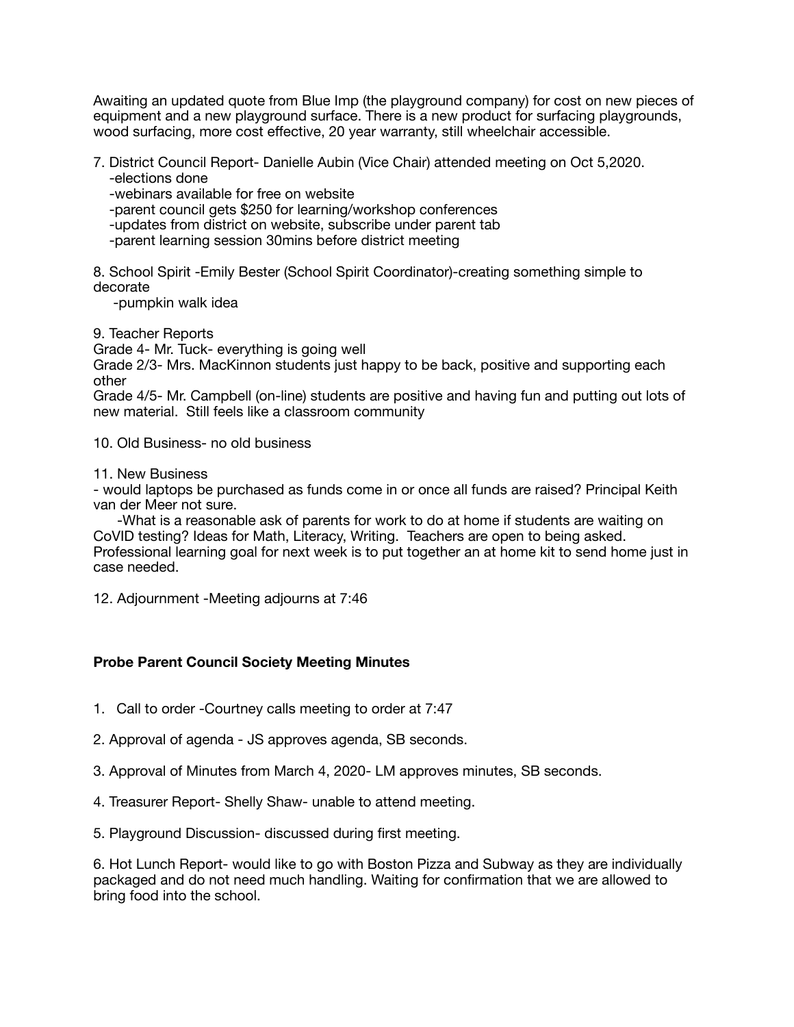Awaiting an updated quote from Blue Imp (the playground company) for cost on new pieces of equipment and a new playground surface. There is a new product for surfacing playgrounds, wood surfacing, more cost effective, 20 year warranty, still wheelchair accessible.

7. District Council Report- Danielle Aubin (Vice Chair) attended meeting on Oct 5,2020.
   -elections done
   -webinars available for free on website
   -parent council gets $250 for learning/workshop conferences
   -updates from district on website, subscribe under parent tab
   -parent learning session 30mins before district meeting

8. School Spirit -Emily Bester (School Spirit Coordinator)-creating something simple to decorate
   -pumpkin walk idea

9. Teacher Reports
Grade 4- Mr. Tuck- everything is going well
Grade 2/3- Mrs. MacKinnon students just happy to be back, positive and supporting each other
Grade 4/5- Mr. Campbell (on-line) students are positive and having fun and putting out lots of new material. Still feels like a classroom community

10. Old Business- no old business

11. New Business
- would laptops be purchased as funds come in or once all funds are raised? Principal Keith van der Meer not sure.
  -What is a reasonable ask of parents for work to do at home if students are waiting on CoVID testing? Ideas for Math, Literacy, Writing. Teachers are open to being asked. Professional learning goal for next week is to put together an at home kit to send home just in case needed.

12. Adjournment -Meeting adjourns at 7:46

**Probe Parent Council Society Meeting Minutes**

1. Call to order -Courtney calls meeting to order at 7:47

2. Approval of agenda - JS approves agenda, SB seconds.

3. Approval of Minutes from March 4, 2020- LM approves minutes, SB seconds.

4. Treasurer Report- Shelly Shaw- unable to attend meeting.

5. Playground Discussion- discussed during first meeting.

6. Hot Lunch Report- would like to go with Boston Pizza and Subway as they are individually packaged and do not need much handling. Waiting for confirmation that we are allowed to bring food into the school.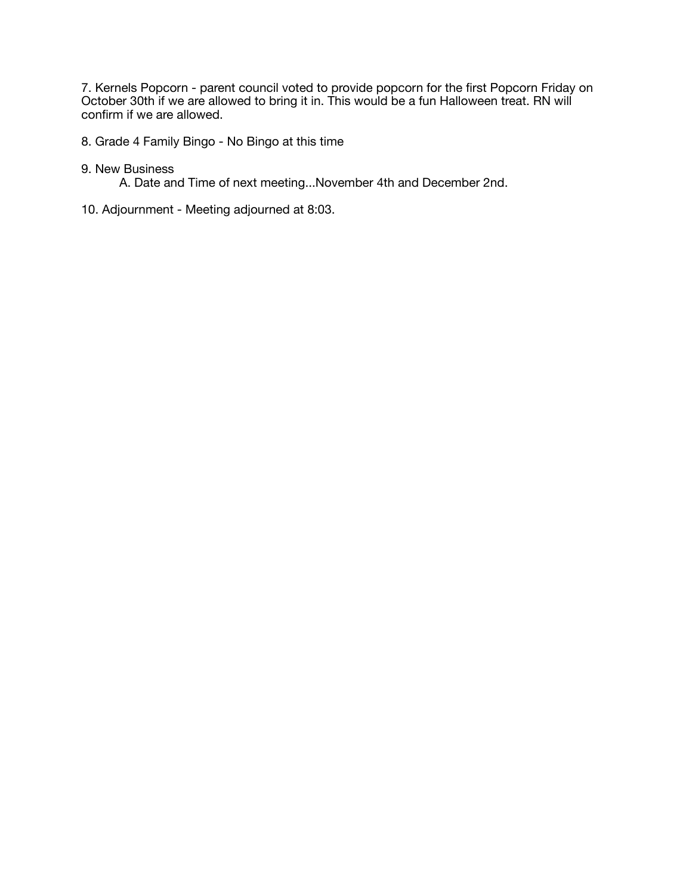7. Kernels Popcorn - parent council voted to provide popcorn for the first Popcorn Friday on October 30th if we are allowed to bring it in. This would be a fun Halloween treat. RN will confirm if we are allowed.

8. Grade 4 Family Bingo - No Bingo at this time

9. New Business

    A. Date and Time of next meeting...November 4th and December 2nd.

10. Adjournment - Meeting adjourned at 8:03.